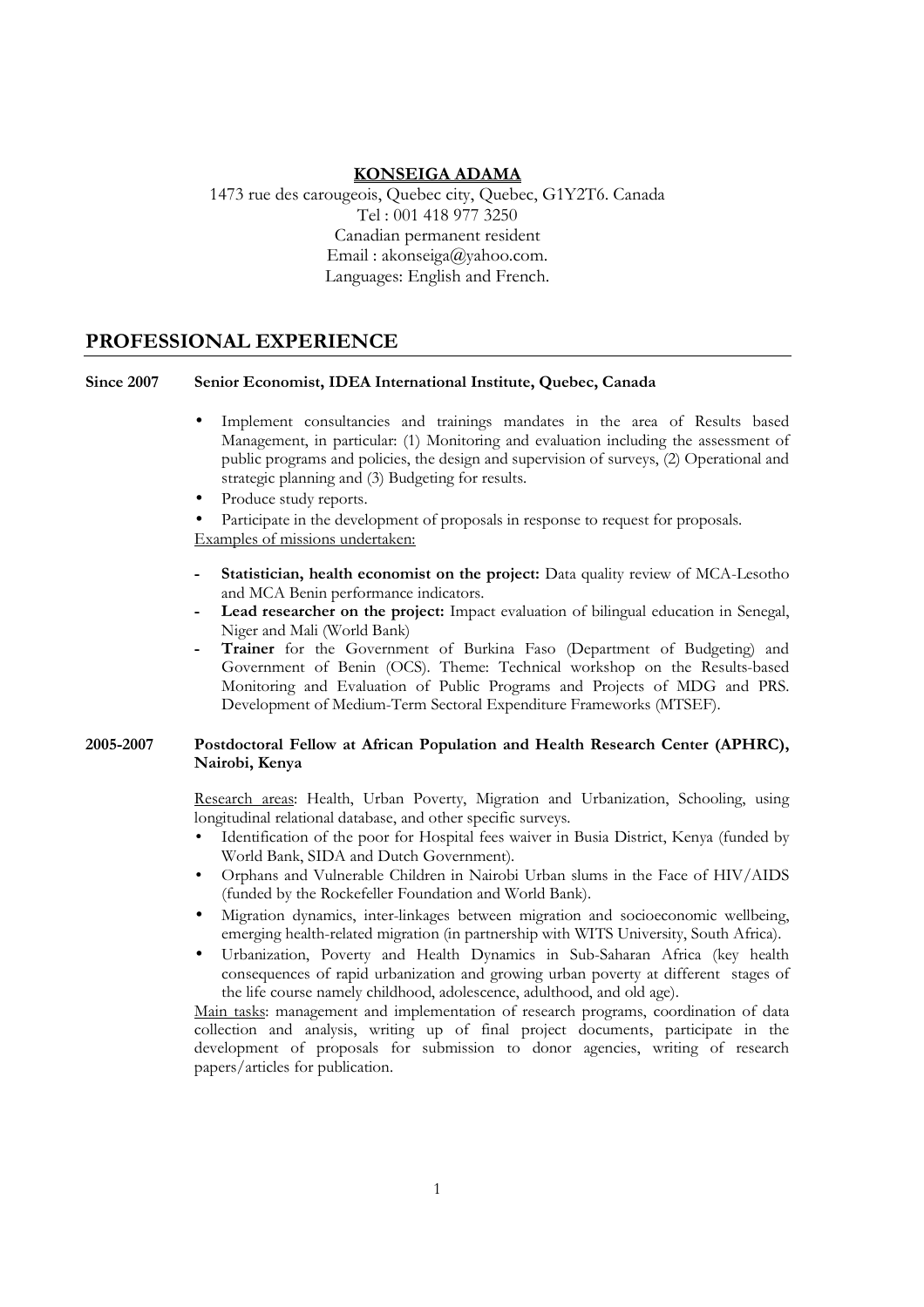# KONSEIGA ADAMA

1473 rue des carougeois, Quebec city, Quebec, G1Y2T6. Canada
Tel : 001 418 977 3250
Canadian permanent resident
Email : akonseiga@yahoo.com.
Languages: English and French.

## PROFESSIONAL EXPERIENCE

**Since 2007** **Senior Economist, IDEA International Institute, Quebec, Canada**

- Implement consultancies and trainings mandates in the area of Results based Management, in particular: (1) Monitoring and evaluation including the assessment of public programs and policies, the design and supervision of surveys, (2) Operational and strategic planning and (3) Budgeting for results.
- Produce study reports.
- Participate in the development of proposals in response to request for proposals.

Examples of missions undertaken:

- **Statistician, health economist on the project:** Data quality review of MCA-Lesotho and MCA Benin performance indicators.
- **Lead researcher on the project:** Impact evaluation of bilingual education in Senegal, Niger and Mali (World Bank)
- **Trainer** for the Government of Burkina Faso (Department of Budgeting) and Government of Benin (OCS). Theme: Technical workshop on the Results-based Monitoring and Evaluation of Public Programs and Projects of MDG and PRS. Development of Medium-Term Sectoral Expenditure Frameworks (MTSEF).

**2005-2007** **Postdoctoral Fellow at African Population and Health Research Center (APHRC), Nairobi, Kenya**

Research areas: Health, Urban Poverty, Migration and Urbanization, Schooling, using longitudinal relational database, and other specific surveys.

- Identification of the poor for Hospital fees waiver in Busia District, Kenya (funded by World Bank, SIDA and Dutch Government).
- Orphans and Vulnerable Children in Nairobi Urban slums in the Face of HIV/AIDS (funded by the Rockefeller Foundation and World Bank).
- Migration dynamics, inter-linkages between migration and socioeconomic wellbeing, emerging health-related migration (in partnership with WITS University, South Africa).
- Urbanization, Poverty and Health Dynamics in Sub-Saharan Africa (key health consequences of rapid urbanization and growing urban poverty at different stages of the life course namely childhood, adolescence, adulthood, and old age).

Main tasks: management and implementation of research programs, coordination of data collection and analysis, writing up of final project documents, participate in the development of proposals for submission to donor agencies, writing of research papers/articles for publication.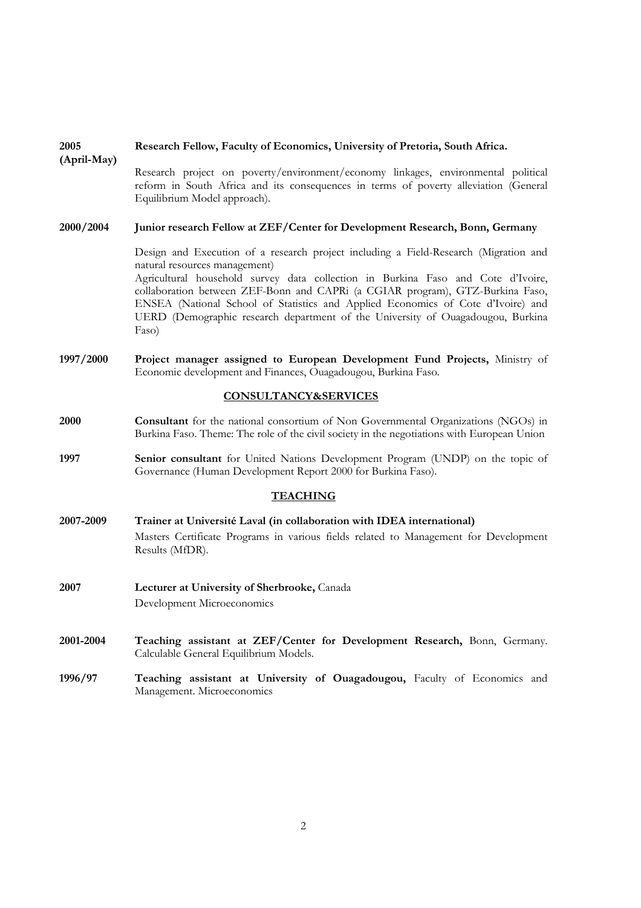**2005 (April-May)** **Research Fellow, Faculty of Economics, University of Pretoria, South Africa.**

Research project on poverty/environment/economy linkages, environmental political reform in South Africa and its consequences in terms of poverty alleviation (General Equilibrium Model approach).

**2000/2004** **Junior research Fellow at ZEF/Center for Development Research, Bonn, Germany**

Design and Execution of a research project including a Field-Research (Migration and natural resources management)
Agricultural household survey data collection in Burkina Faso and Cote d'Ivoire, collaboration between ZEF-Bonn and CAPRi (a CGIAR program), GTZ-Burkina Faso, ENSEA (National School of Statistics and Applied Economics of Cote d'Ivoire) and UERD (Demographic research department of the University of Ouagadougou, Burkina Faso)

**1997/2000** **Project manager assigned to European Development Fund Projects,** Ministry of Economic development and Finances, Ouagadougou, Burkina Faso.

## CONSULTANCY&SERVICES

**2000** **Consultant** for the national consortium of Non Governmental Organizations (NGOs) in Burkina Faso. Theme: The role of the civil society in the negotiations with European Union

**1997** **Senior consultant** for United Nations Development Program (UNDP) on the topic of Governance (Human Development Report 2000 for Burkina Faso).

## TEACHING

**2007-2009** **Trainer at Université Laval (in collaboration with IDEA international)**

Masters Certificate Programs in various fields related to Management for Development Results (MfDR).

**2007** **Lecturer at University of Sherbrooke,** Canada

Development Microeconomics

**2001-2004** **Teaching assistant at ZEF/Center for Development Research,** Bonn, Germany. Calculable General Equilibrium Models.

**1996/97** **Teaching assistant at University of Ouagadougou,** Faculty of Economics and Management. Microeconomics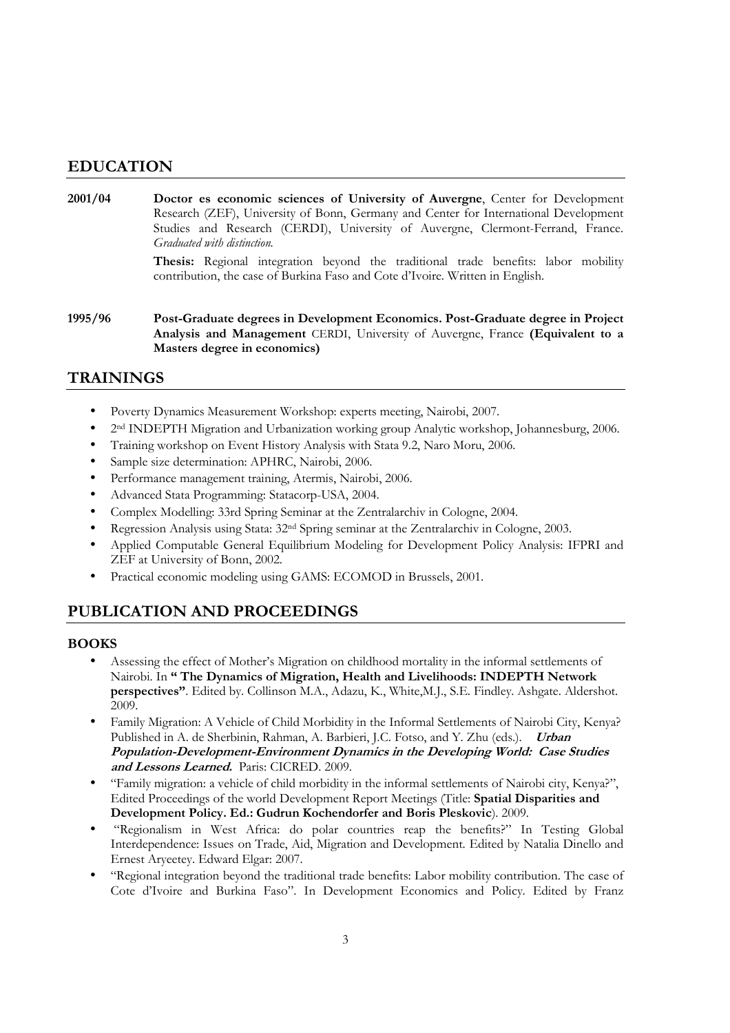## EDUCATION

**2001/04** **Doctor es economic sciences of University of Auvergne**, Center for Development Research (ZEF), University of Bonn, Germany and Center for International Development Studies and Research (CERDI), University of Auvergne, Clermont-Ferrand, France. *Graduated with distinction.*

**Thesis:** Regional integration beyond the traditional trade benefits: labor mobility contribution, the case of Burkina Faso and Cote d'Ivoire. Written in English.

**1995/96** **Post-Graduate degrees in Development Economics. Post-Graduate degree in Project Analysis and Management** CERDI, University of Auvergne, France **(Equivalent to a Masters degree in economics)**

## TRAININGS

- Poverty Dynamics Measurement Workshop: experts meeting, Nairobi, 2007.
- 2nd INDEPTH Migration and Urbanization working group Analytic workshop, Johannesburg, 2006.
- Training workshop on Event History Analysis with Stata 9.2, Naro Moru, 2006.
- Sample size determination: APHRC, Nairobi, 2006.
- Performance management training, Atermis, Nairobi, 2006.
- Advanced Stata Programming: Statacorp-USA, 2004.
- Complex Modelling: 33rd Spring Seminar at the Zentralarchiv in Cologne, 2004.
- Regression Analysis using Stata: 32nd Spring seminar at the Zentralarchiv in Cologne, 2003.
- Applied Computable General Equilibrium Modeling for Development Policy Analysis: IFPRI and ZEF at University of Bonn, 2002.
- Practical economic modeling using GAMS: ECOMOD in Brussels, 2001.

## PUBLICATION AND PROCEEDINGS

### BOOKS

- Assessing the effect of Mother's Migration on childhood mortality in the informal settlements of Nairobi. In **" The Dynamics of Migration, Health and Livelihoods: INDEPTH Network perspectives"**. Edited by. Collinson M.A., Adazu, K., White,M.J., S.E. Findley. Ashgate. Aldershot. 2009.
- Family Migration: A Vehicle of Child Morbidity in the Informal Settlements of Nairobi City, Kenya? Published in A. de Sherbinin, Rahman, A. Barbieri, J.C. Fotso, and Y. Zhu (eds.). ***Urban Population-Development-Environment Dynamics in the Developing World: Case Studies and Lessons Learned.*** Paris: CICRED. 2009.
- "Family migration: a vehicle of child morbidity in the informal settlements of Nairobi city, Kenya?", Edited Proceedings of the world Development Report Meetings (Title: **Spatial Disparities and Development Policy. Ed.: Gudrun Kochendorfer and Boris Pleskovic**). 2009.
- "Regionalism in West Africa: do polar countries reap the benefits?" In Testing Global Interdependence: Issues on Trade, Aid, Migration and Development. Edited by Natalia Dinello and Ernest Aryeetey. Edward Elgar: 2007.
- "Regional integration beyond the traditional trade benefits: Labor mobility contribution. The case of Cote d'Ivoire and Burkina Faso". In Development Economics and Policy. Edited by Franz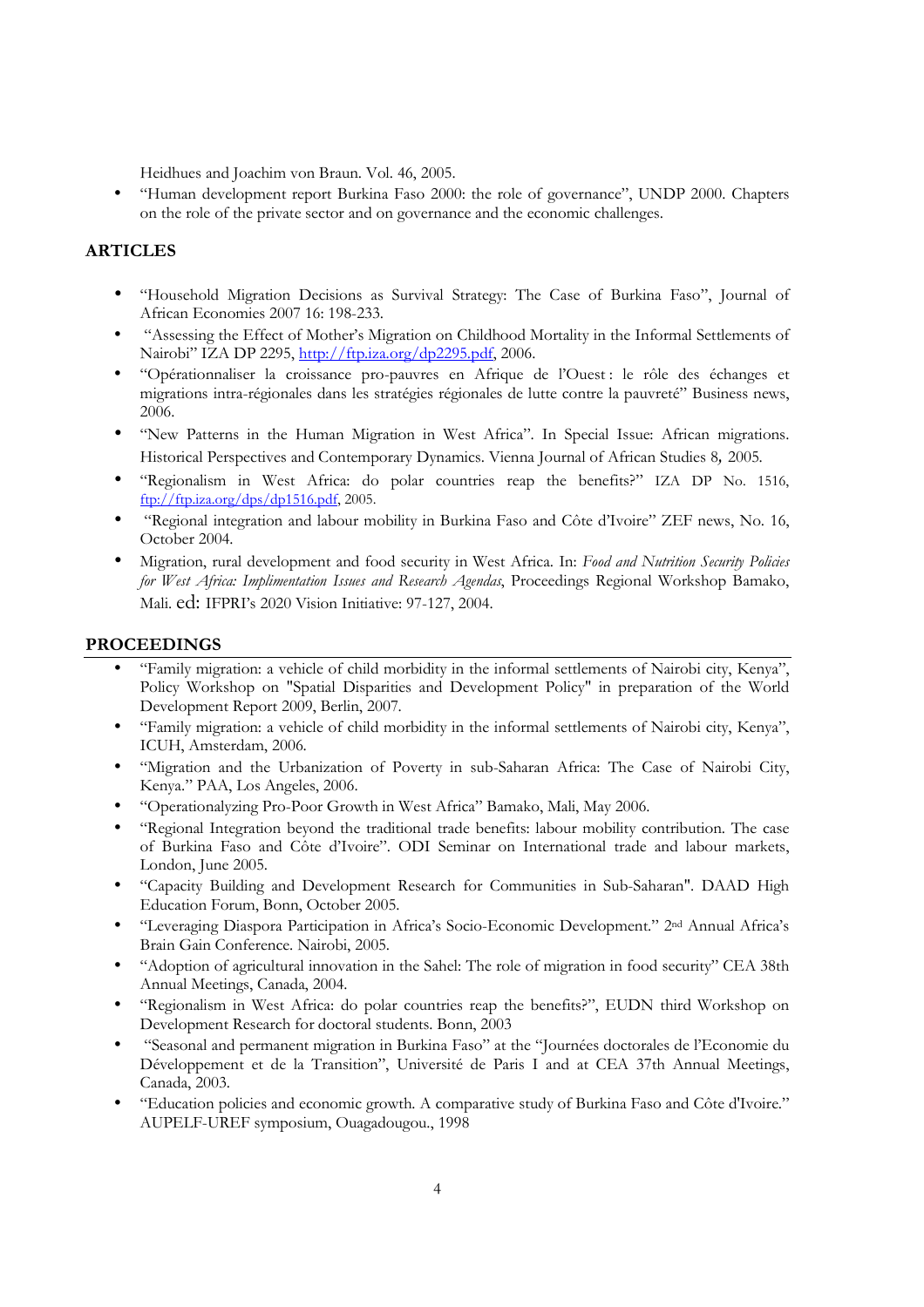Heidhues and Joachim von Braun. Vol. 46, 2005.

- "Human development report Burkina Faso 2000: the role of governance", UNDP 2000. Chapters on the role of the private sector and on governance and the economic challenges.

## ARTICLES

- "Household Migration Decisions as Survival Strategy: The Case of Burkina Faso", Journal of African Economies 2007 16: 198-233.
- "Assessing the Effect of Mother's Migration on Childhood Mortality in the Informal Settlements of Nairobi" IZA DP 2295, http://ftp.iza.org/dp2295.pdf, 2006.
- "Opérationnaliser la croissance pro-pauvres en Afrique de l'Ouest : le rôle des échanges et migrations intra-régionales dans les stratégies régionales de lutte contre la pauvreté" Business news, 2006.
- "New Patterns in the Human Migration in West Africa". In Special Issue: African migrations. Historical Perspectives and Contemporary Dynamics. Vienna Journal of African Studies 8, 2005.
- "Regionalism in West Africa: do polar countries reap the benefits?" IZA DP No. 1516, ftp://ftp.iza.org/dps/dp1516.pdf, 2005.
- "Regional integration and labour mobility in Burkina Faso and Côte d'Ivoire" ZEF news, No. 16, October 2004.
- Migration, rural development and food security in West Africa. In: *Food and Nutrition Security Policies for West Africa: Implimentation Issues and Research Agendas*, Proceedings Regional Workshop Bamako, Mali. ed: IFPRI's 2020 Vision Initiative: 97-127, 2004.

## PROCEEDINGS

- "Family migration: a vehicle of child morbidity in the informal settlements of Nairobi city, Kenya", Policy Workshop on "Spatial Disparities and Development Policy" in preparation of the World Development Report 2009, Berlin, 2007.
- "Family migration: a vehicle of child morbidity in the informal settlements of Nairobi city, Kenya", ICUH, Amsterdam, 2006.
- "Migration and the Urbanization of Poverty in sub-Saharan Africa: The Case of Nairobi City, Kenya." PAA, Los Angeles, 2006.
- "Operationalyzing Pro-Poor Growth in West Africa" Bamako, Mali, May 2006.
- "Regional Integration beyond the traditional trade benefits: labour mobility contribution. The case of Burkina Faso and Côte d'Ivoire". ODI Seminar on International trade and labour markets, London, June 2005.
- "Capacity Building and Development Research for Communities in Sub-Saharan". DAAD High Education Forum, Bonn, October 2005.
- "Leveraging Diaspora Participation in Africa's Socio-Economic Development." 2nd Annual Africa's Brain Gain Conference. Nairobi, 2005.
- "Adoption of agricultural innovation in the Sahel: The role of migration in food security" CEA 38th Annual Meetings, Canada, 2004.
- "Regionalism in West Africa: do polar countries reap the benefits?", EUDN third Workshop on Development Research for doctoral students. Bonn, 2003
- "Seasonal and permanent migration in Burkina Faso" at the "Journées doctorales de l'Economie du Développement et de la Transition", Université de Paris I and at CEA 37th Annual Meetings, Canada, 2003.
- "Education policies and economic growth. A comparative study of Burkina Faso and Côte d'Ivoire." AUPELF-UREF symposium, Ouagadougou., 1998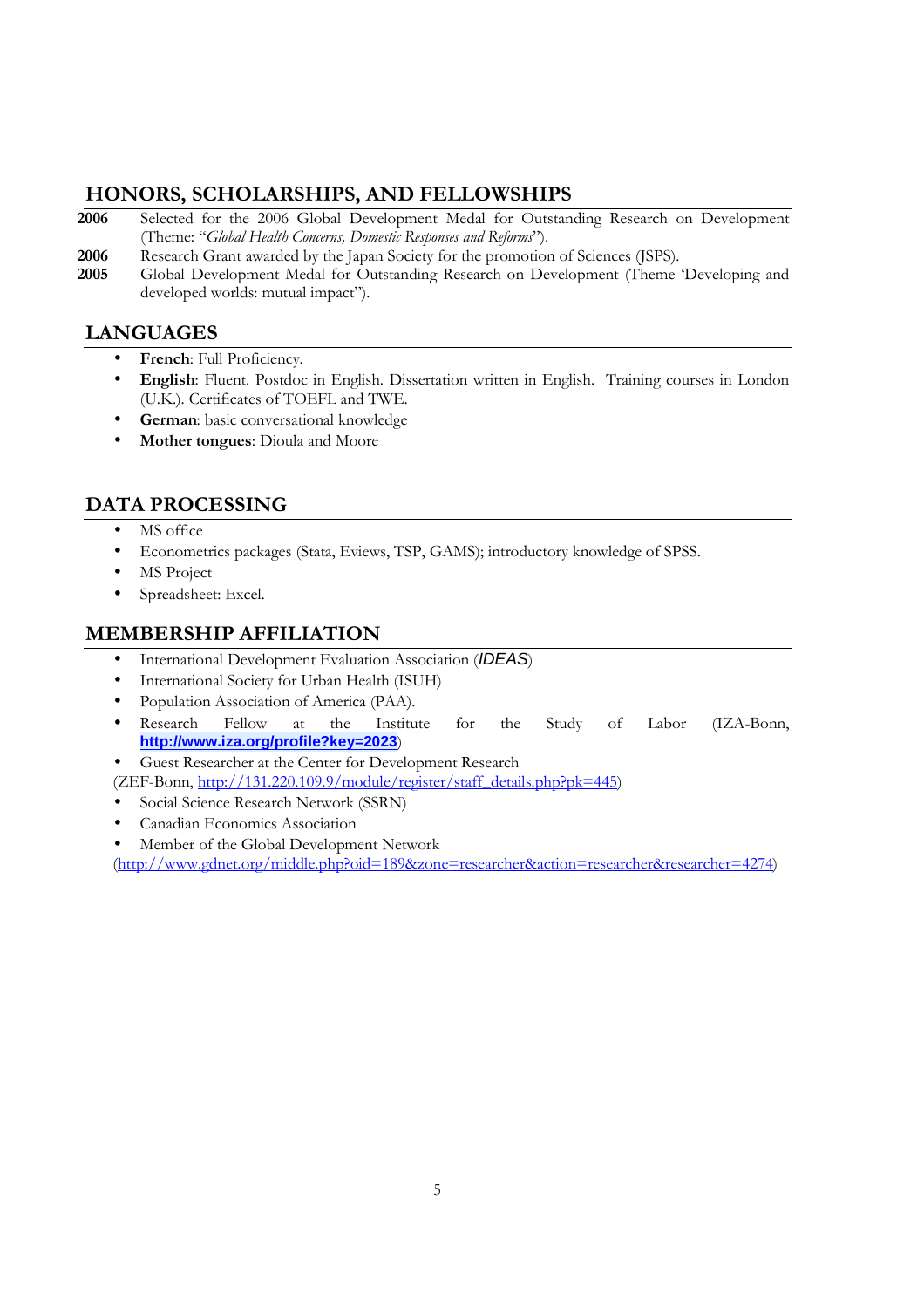## HONORS, SCHOLARSHIPS, AND FELLOWSHIPS

**2006** Selected for the 2006 Global Development Medal for Outstanding Research on Development (Theme: "*Global Health Concerns, Domestic Responses and Reforms*").

**2006** Research Grant awarded by the Japan Society for the promotion of Sciences (JSPS).

**2005** Global Development Medal for Outstanding Research on Development (Theme 'Developing and developed worlds: mutual impact").

## LANGUAGES

- **French**: Full Proficiency.
- **English**: Fluent. Postdoc in English. Dissertation written in English. Training courses in London (U.K.). Certificates of TOEFL and TWE.
- **German**: basic conversational knowledge
- **Mother tongues**: Dioula and Moore

## DATA PROCESSING

- MS office
- Econometrics packages (Stata, Eviews, TSP, GAMS); introductory knowledge of SPSS.
- MS Project
- Spreadsheet: Excel.

## MEMBERSHIP AFFILIATION

- International Development Evaluation Association (*IDEAS*)
- International Society for Urban Health (ISUH)
- Population Association of America (PAA).
- Research Fellow at the Institute for the Study of Labor (IZA-Bonn, **http://www.iza.org/profile?key=2023**)
- Guest Researcher at the Center for Development Research (ZEF-Bonn, http://131.220.109.9/module/register/staff_details.php?pk=445)
- Social Science Research Network (SSRN)
- Canadian Economics Association
- Member of the Global Development Network (http://www.gdnet.org/middle.php?oid=189&zone=researcher&action=researcher&researcher=4274)